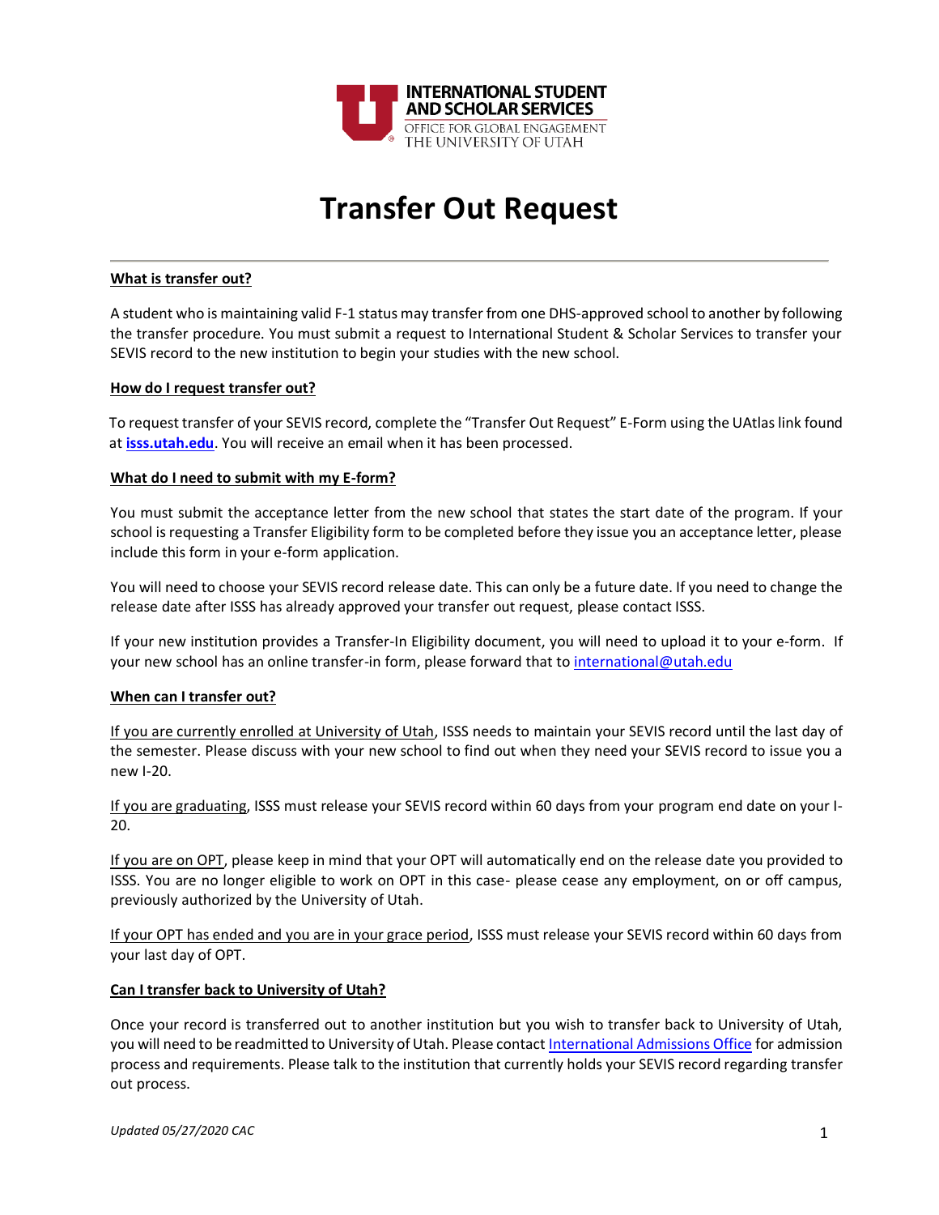INTERNATIONAL STUDENT AND SCHOLAR SERVICES
OFFICE FOR GLOBAL ENGAGEMENT
THE UNIVERSITY OF UTAH

# Transfer Out Request

## What is transfer out?

A student who is maintaining valid F-1 status may transfer from one DHS-approved school to another by following the transfer procedure. You must submit a request to International Student & Scholar Services to transfer your SEVIS record to the new institution to begin your studies with the new school.

## How do I request transfer out?

To request transfer of your SEVIS record, complete the "Transfer Out Request" E-Form using the UAtlas link found at **isss.utah.edu**. You will receive an email when it has been processed.

## What do I need to submit with my E-form?

You must submit the acceptance letter from the new school that states the start date of the program. If your school is requesting a Transfer Eligibility form to be completed before they issue you an acceptance letter, please include this form in your e-form application.

You will need to choose your SEVIS record release date. This can only be a future date. If you need to change the release date after ISSS has already approved your transfer out request, please contact ISSS.

If your new institution provides a Transfer-In Eligibility document, you will need to upload it to your e-form. If your new school has an online transfer-in form, please forward that to international@utah.edu

## When can I transfer out?

If you are currently enrolled at University of Utah, ISSS needs to maintain your SEVIS record until the last day of the semester. Please discuss with your new school to find out when they need your SEVIS record to issue you a new I-20.

If you are graduating, ISSS must release your SEVIS record within 60 days from your program end date on your I-20.

If you are on OPT, please keep in mind that your OPT will automatically end on the release date you provided to ISSS. You are no longer eligible to work on OPT in this case- please cease any employment, on or off campus, previously authorized by the University of Utah.

If your OPT has ended and you are in your grace period, ISSS must release your SEVIS record within 60 days from your last day of OPT.

## Can I transfer back to University of Utah?

Once your record is transferred out to another institution but you wish to transfer back to University of Utah, you will need to be readmitted to University of Utah. Please contact International Admissions Office for admission process and requirements. Please talk to the institution that currently holds your SEVIS record regarding transfer out process.

*Updated 05/27/2020 CAC*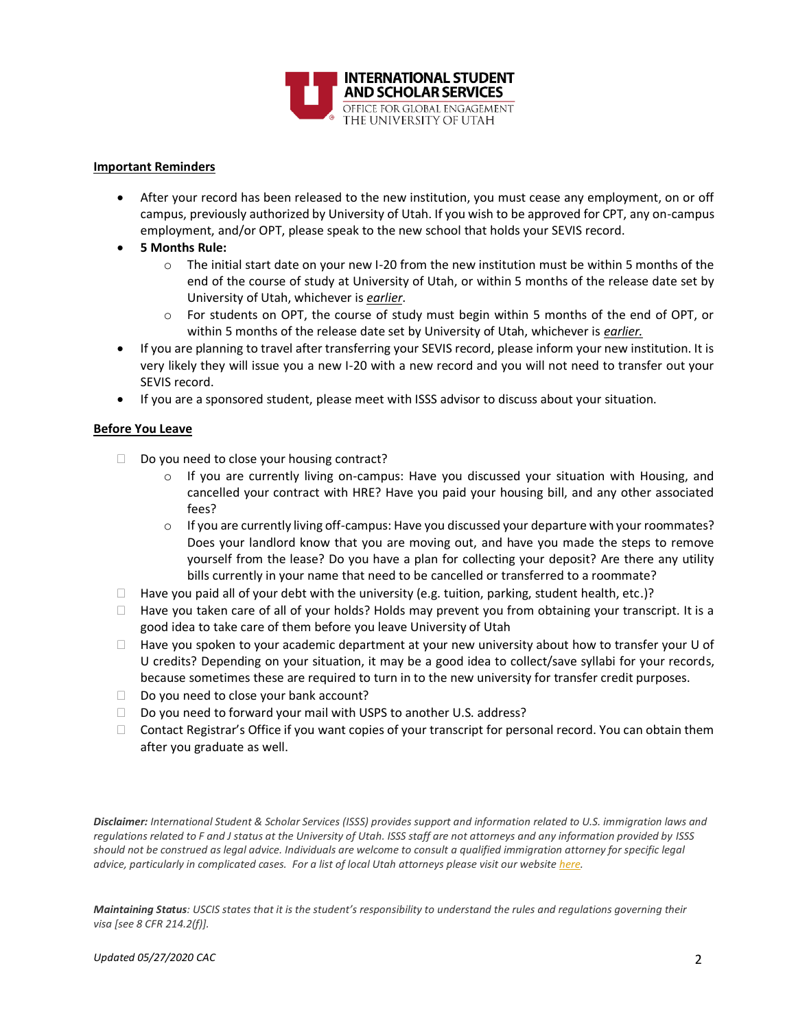**Important Reminders**

- After your record has been released to the new institution, you must cease any employment, on or off campus, previously authorized by University of Utah. If you wish to be approved for CPT, any on-campus employment, and/or OPT, please speak to the new school that holds your SEVIS record.
- **5 Months Rule:**
    - The initial start date on your new I-20 from the new institution must be within 5 months of the end of the course of study at University of Utah, or within 5 months of the release date set by University of Utah, whichever is ***earlier***.
    - For students on OPT, the course of study must begin within 5 months of the end of OPT, or within 5 months of the release date set by University of Utah, whichever is ***earlier.***
- If you are planning to travel after transferring your SEVIS record, please inform your new institution. It is very likely they will issue you a new I-20 with a new record and you will not need to transfer out your SEVIS record.
- If you are a sponsored student, please meet with ISSS advisor to discuss about your situation.

**Before You Leave**

- ☐ Do you need to close your housing contract?
    - If you are currently living on-campus: Have you discussed your situation with Housing, and cancelled your contract with HRE? Have you paid your housing bill, and any other associated fees?
    - If you are currently living off-campus: Have you discussed your departure with your roommates? Does your landlord know that you are moving out, and have you made the steps to remove yourself from the lease? Do you have a plan for collecting your deposit? Are there any utility bills currently in your name that need to be cancelled or transferred to a roommate?
- ☐ Have you paid all of your debt with the university (e.g. tuition, parking, student health, etc.)?
- ☐ Have you taken care of all of your holds? Holds may prevent you from obtaining your transcript. It is a good idea to take care of them before you leave University of Utah
- ☐ Have you spoken to your academic department at your new university about how to transfer your U of U credits? Depending on your situation, it may be a good idea to collect/save syllabi for your records, because sometimes these are required to turn in to the new university for transfer credit purposes.
- ☐ Do you need to close your bank account?
- ☐ Do you need to forward your mail with USPS to another U.S. address?
- ☐ Contact Registrar's Office if you want copies of your transcript for personal record. You can obtain them after you graduate as well.

***Disclaimer:*** *International Student & Scholar Services (ISSS) provides support and information related to U.S. immigration laws and regulations related to F and J status at the University of Utah. ISSS staff are not attorneys and any information provided by ISSS should not be construed as legal advice. Individuals are welcome to consult a qualified immigration attorney for specific legal advice, particularly in complicated cases. For a list of local Utah attorneys please visit our website here.*

***Maintaining Status****: USCIS states that it is the student's responsibility to understand the rules and regulations governing their visa [see 8 CFR 214.2(f)].*

*Updated 05/27/2020 CAC*